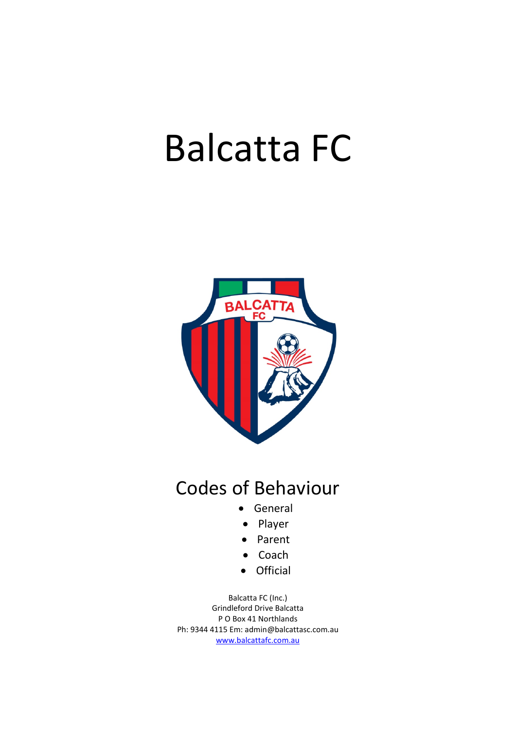# Balcatta FC

## Codes of Behaviour

- General
- Player
- Parent
- Coach
- Official

Balcatta FC (Inc.)
Grindleford Drive Balcatta
P O Box 41 Northlands
Ph: 9344 4115 Em: admin@balcattasc.com.au
www.balcattafc.com.au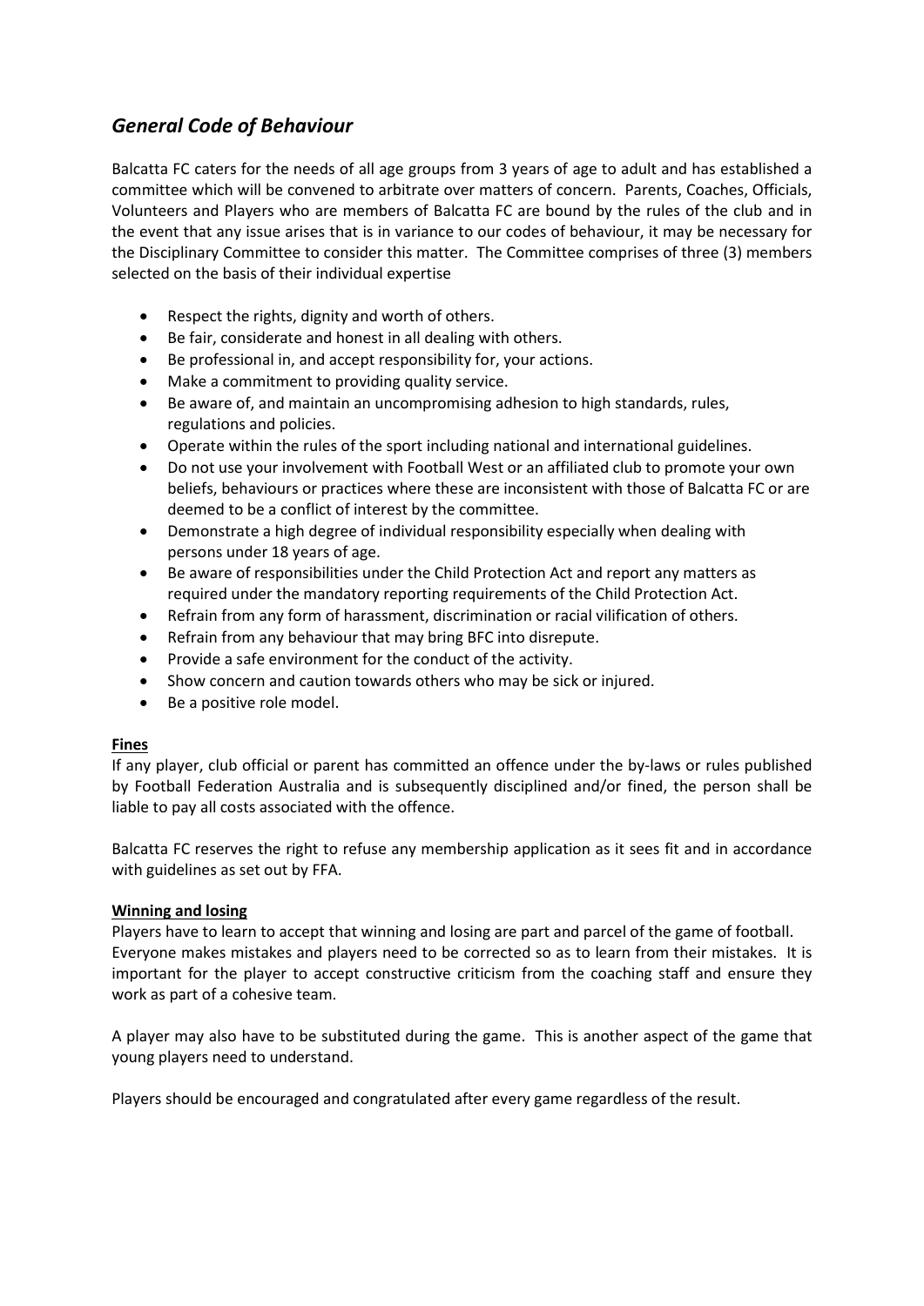## *General Code of Behaviour*

Balcatta FC caters for the needs of all age groups from 3 years of age to adult and has established a committee which will be convened to arbitrate over matters of concern. Parents, Coaches, Officials, Volunteers and Players who are members of Balcatta FC are bound by the rules of the club and in the event that any issue arises that is in variance to our codes of behaviour, it may be necessary for the Disciplinary Committee to consider this matter. The Committee comprises of three (3) members selected on the basis of their individual expertise

- Respect the rights, dignity and worth of others.
- Be fair, considerate and honest in all dealing with others.
- Be professional in, and accept responsibility for, your actions.
- Make a commitment to providing quality service.
- Be aware of, and maintain an uncompromising adhesion to high standards, rules, regulations and policies.
- Operate within the rules of the sport including national and international guidelines.
- Do not use your involvement with Football West or an affiliated club to promote your own beliefs, behaviours or practices where these are inconsistent with those of Balcatta FC or are deemed to be a conflict of interest by the committee.
- Demonstrate a high degree of individual responsibility especially when dealing with persons under 18 years of age.
- Be aware of responsibilities under the Child Protection Act and report any matters as required under the mandatory reporting requirements of the Child Protection Act.
- Refrain from any form of harassment, discrimination or racial vilification of others.
- Refrain from any behaviour that may bring BFC into disrepute.
- Provide a safe environment for the conduct of the activity.
- Show concern and caution towards others who may be sick or injured.
- Be a positive role model.

**Fines**

If any player, club official or parent has committed an offence under the by-laws or rules published by Football Federation Australia and is subsequently disciplined and/or fined, the person shall be liable to pay all costs associated with the offence.

Balcatta FC reserves the right to refuse any membership application as it sees fit and in accordance with guidelines as set out by FFA.

**Winning and losing**

Players have to learn to accept that winning and losing are part and parcel of the game of football. Everyone makes mistakes and players need to be corrected so as to learn from their mistakes. It is important for the player to accept constructive criticism from the coaching staff and ensure they work as part of a cohesive team.

A player may also have to be substituted during the game. This is another aspect of the game that young players need to understand.

Players should be encouraged and congratulated after every game regardless of the result.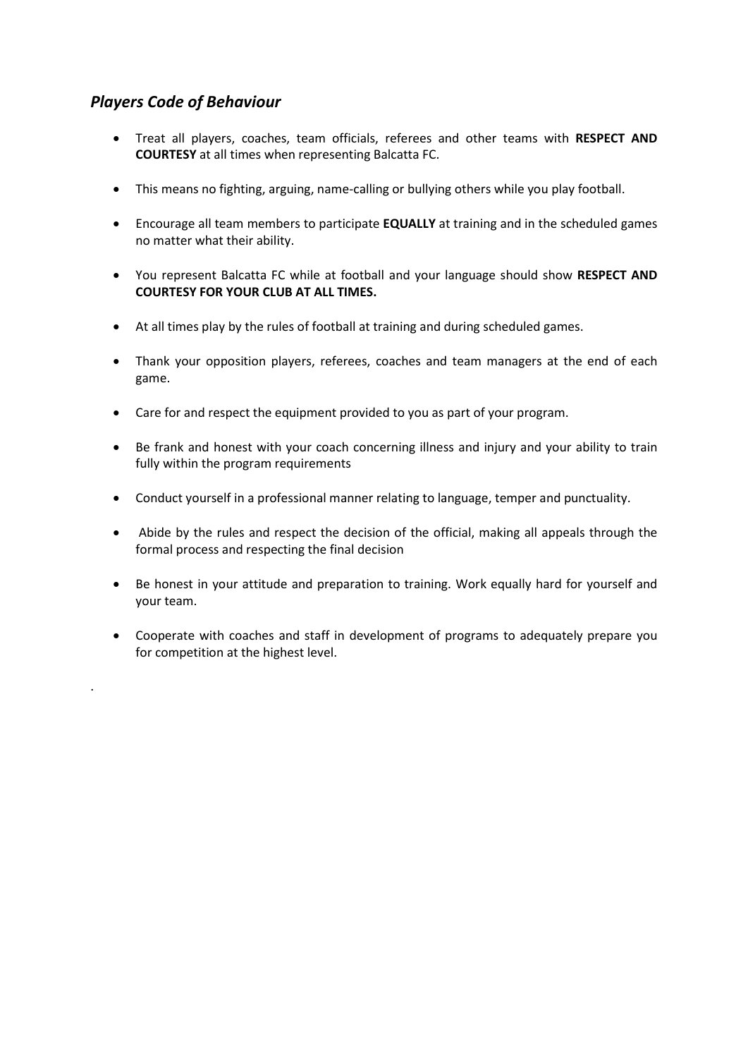## *Players Code of Behaviour*

- Treat all players, coaches, team officials, referees and other teams with **RESPECT AND COURTESY** at all times when representing Balcatta FC.
- This means no fighting, arguing, name-calling or bullying others while you play football.
- Encourage all team members to participate **EQUALLY** at training and in the scheduled games no matter what their ability.
- You represent Balcatta FC while at football and your language should show **RESPECT AND COURTESY FOR YOUR CLUB AT ALL TIMES.**
- At all times play by the rules of football at training and during scheduled games.
- Thank your opposition players, referees, coaches and team managers at the end of each game.
- Care for and respect the equipment provided to you as part of your program.
- Be frank and honest with your coach concerning illness and injury and your ability to train fully within the program requirements
- Conduct yourself in a professional manner relating to language, temper and punctuality.
- Abide by the rules and respect the decision of the official, making all appeals through the formal process and respecting the final decision
- Be honest in your attitude and preparation to training. Work equally hard for yourself and your team.
- Cooperate with coaches and staff in development of programs to adequately prepare you for competition at the highest level.

.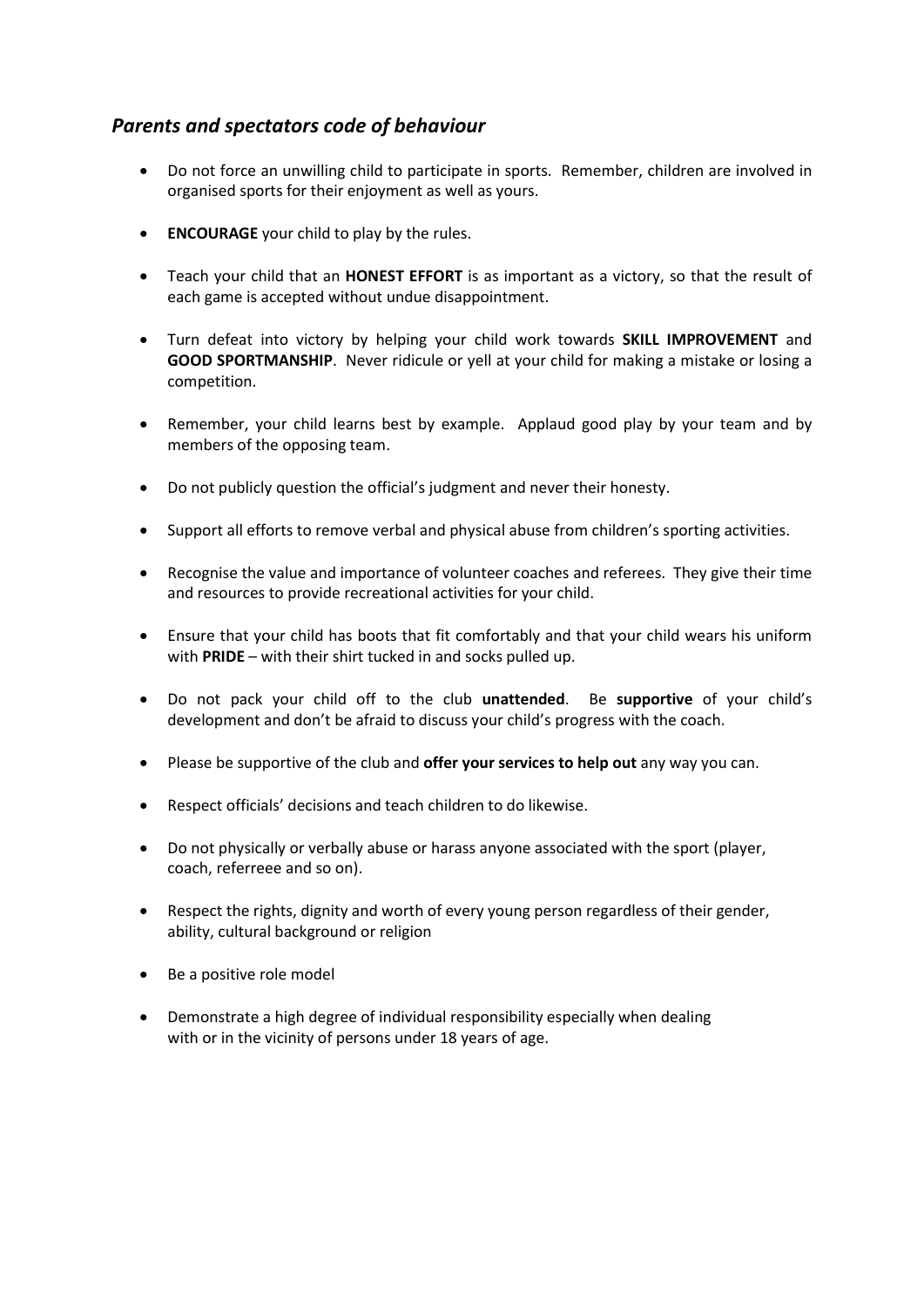## *Parents and spectators code of behaviour*

- Do not force an unwilling child to participate in sports. Remember, children are involved in organised sports for their enjoyment as well as yours.
- **ENCOURAGE** your child to play by the rules.
- Teach your child that an **HONEST EFFORT** is as important as a victory, so that the result of each game is accepted without undue disappointment.
- Turn defeat into victory by helping your child work towards **SKILL IMPROVEMENT** and **GOOD SPORTMANSHIP**. Never ridicule or yell at your child for making a mistake or losing a competition.
- Remember, your child learns best by example. Applaud good play by your team and by members of the opposing team.
- Do not publicly question the official's judgment and never their honesty.
- Support all efforts to remove verbal and physical abuse from children's sporting activities.
- Recognise the value and importance of volunteer coaches and referees. They give their time and resources to provide recreational activities for your child.
- Ensure that your child has boots that fit comfortably and that your child wears his uniform with **PRIDE** – with their shirt tucked in and socks pulled up.
- Do not pack your child off to the club **unattended**. Be **supportive** of your child's development and don't be afraid to discuss your child's progress with the coach.
- Please be supportive of the club and **offer your services to help out** any way you can.
- Respect officials' decisions and teach children to do likewise.
- Do not physically or verbally abuse or harass anyone associated with the sport (player, coach, referreee and so on).
- Respect the rights, dignity and worth of every young person regardless of their gender, ability, cultural background or religion
- Be a positive role model
- Demonstrate a high degree of individual responsibility especially when dealing with or in the vicinity of persons under 18 years of age.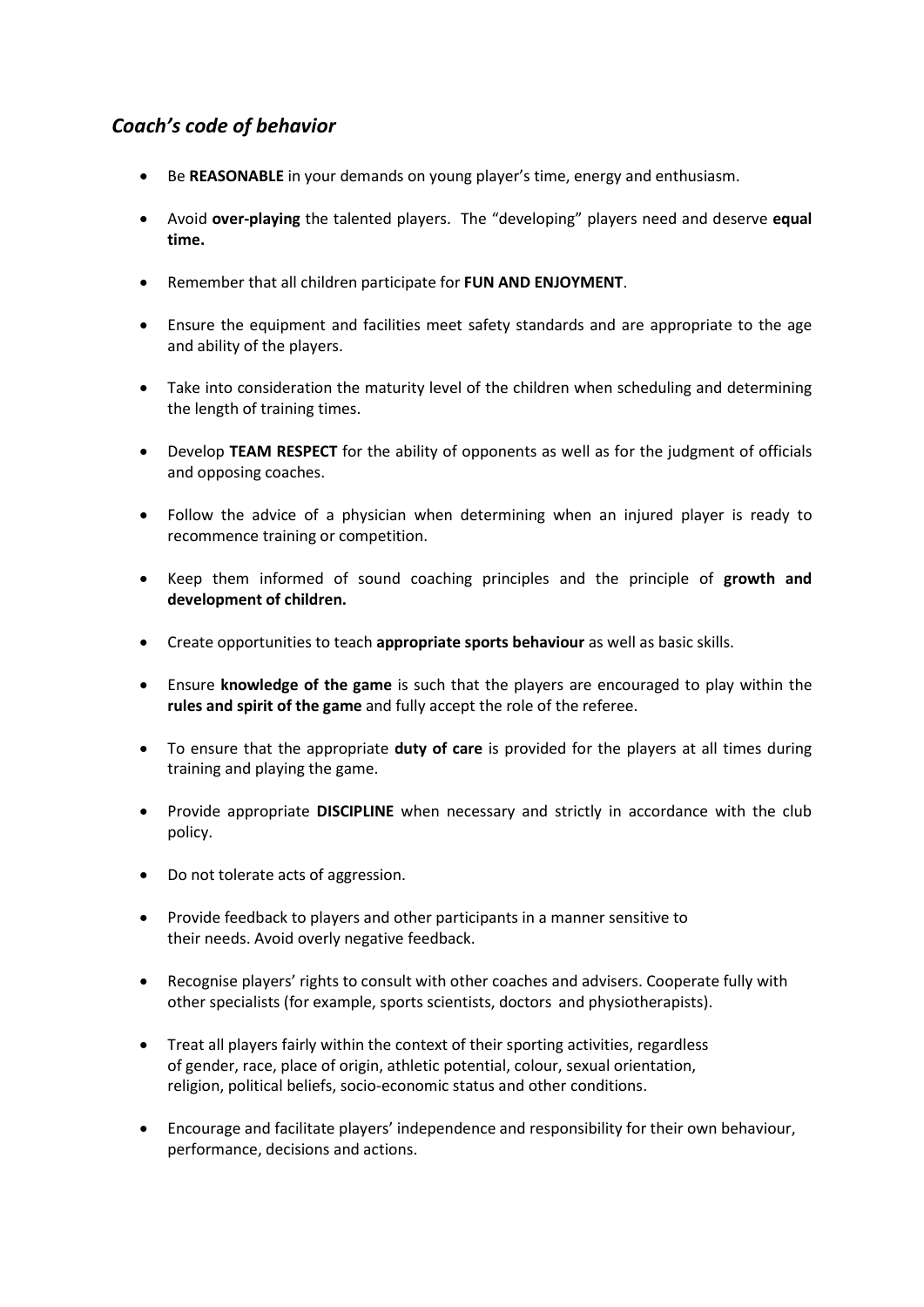## *Coach's code of behavior*

- Be **REASONABLE** in your demands on young player's time, energy and enthusiasm.
- Avoid **over-playing** the talented players. The "developing" players need and deserve **equal time.**
- Remember that all children participate for **FUN AND ENJOYMENT**.
- Ensure the equipment and facilities meet safety standards and are appropriate to the age and ability of the players.
- Take into consideration the maturity level of the children when scheduling and determining the length of training times.
- Develop **TEAM RESPECT** for the ability of opponents as well as for the judgment of officials and opposing coaches.
- Follow the advice of a physician when determining when an injured player is ready to recommence training or competition.
- Keep them informed of sound coaching principles and the principle of **growth and development of children.**
- Create opportunities to teach **appropriate sports behaviour** as well as basic skills.
- Ensure **knowledge of the game** is such that the players are encouraged to play within the **rules and spirit of the game** and fully accept the role of the referee.
- To ensure that the appropriate **duty of care** is provided for the players at all times during training and playing the game.
- Provide appropriate **DISCIPLINE** when necessary and strictly in accordance with the club policy.
- Do not tolerate acts of aggression.
- Provide feedback to players and other participants in a manner sensitive to their needs. Avoid overly negative feedback.
- Recognise players' rights to consult with other coaches and advisers. Cooperate fully with other specialists (for example, sports scientists, doctors and physiotherapists).
- Treat all players fairly within the context of their sporting activities, regardless of gender, race, place of origin, athletic potential, colour, sexual orientation, religion, political beliefs, socio-economic status and other conditions.
- Encourage and facilitate players' independence and responsibility for their own behaviour, performance, decisions and actions.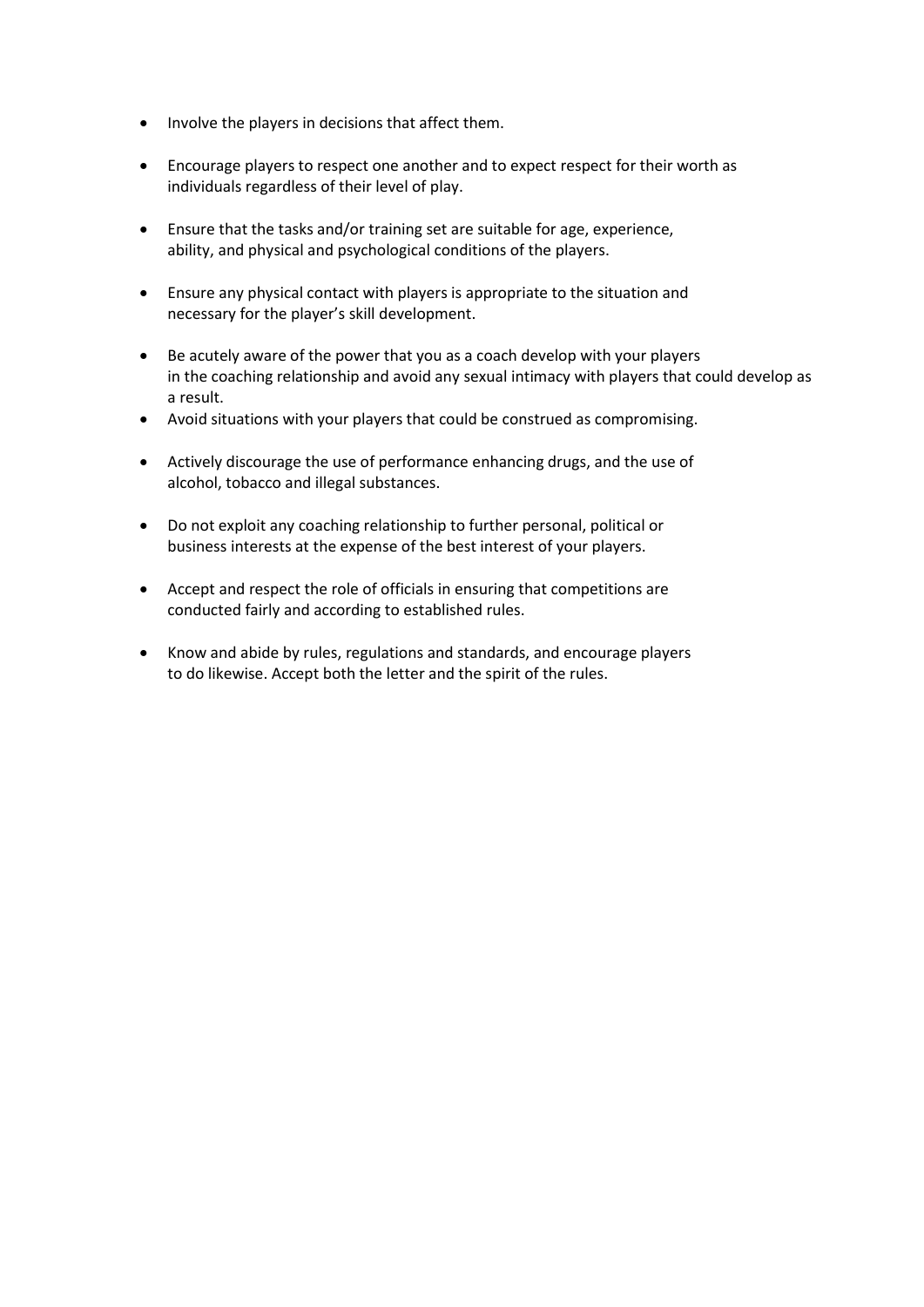- Involve the players in decisions that affect them.
- Encourage players to respect one another and to expect respect for their worth as individuals regardless of their level of play.
- Ensure that the tasks and/or training set are suitable for age, experience, ability, and physical and psychological conditions of the players.
- Ensure any physical contact with players is appropriate to the situation and necessary for the player's skill development.
- Be acutely aware of the power that you as a coach develop with your players in the coaching relationship and avoid any sexual intimacy with players that could develop as a result.
- Avoid situations with your players that could be construed as compromising.
- Actively discourage the use of performance enhancing drugs, and the use of alcohol, tobacco and illegal substances.
- Do not exploit any coaching relationship to further personal, political or business interests at the expense of the best interest of your players.
- Accept and respect the role of officials in ensuring that competitions are conducted fairly and according to established rules.
- Know and abide by rules, regulations and standards, and encourage players to do likewise. Accept both the letter and the spirit of the rules.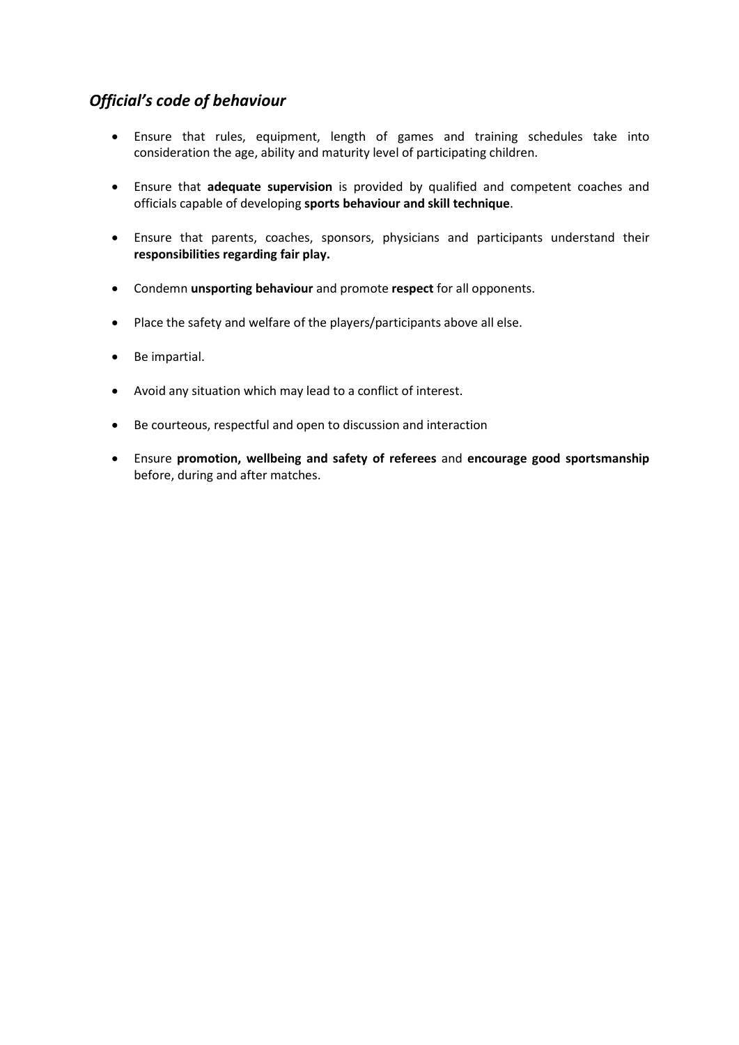## *Official's code of behaviour*

- Ensure that rules, equipment, length of games and training schedules take into consideration the age, ability and maturity level of participating children.
- Ensure that **adequate supervision** is provided by qualified and competent coaches and officials capable of developing **sports behaviour and skill technique**.
- Ensure that parents, coaches, sponsors, physicians and participants understand their **responsibilities regarding fair play.**
- Condemn **unsporting behaviour** and promote **respect** for all opponents.
- Place the safety and welfare of the players/participants above all else.
- Be impartial.
- Avoid any situation which may lead to a conflict of interest.
- Be courteous, respectful and open to discussion and interaction
- Ensure **promotion, wellbeing and safety of referees** and **encourage good sportsmanship** before, during and after matches.